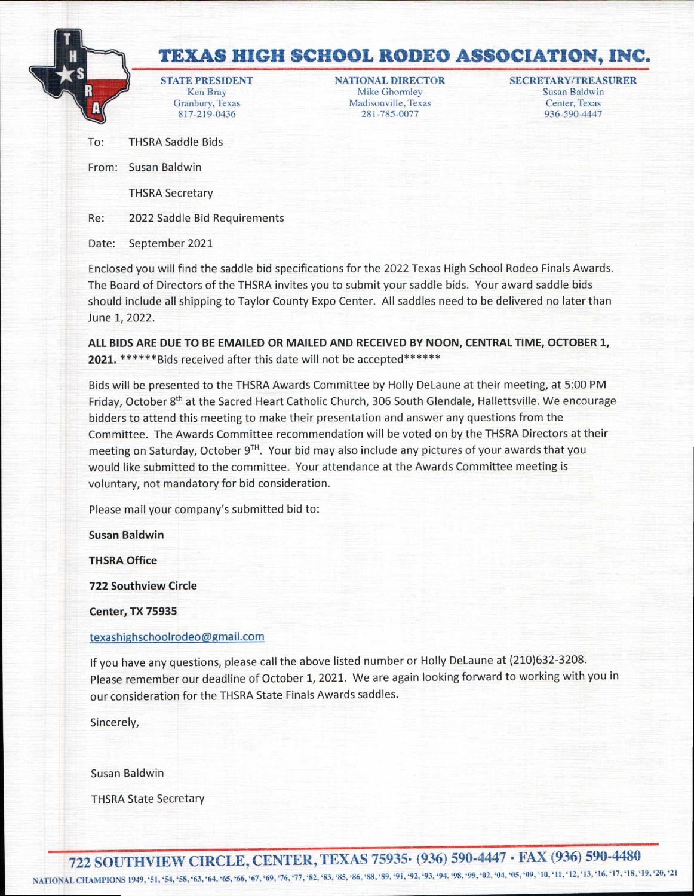# TEXAS HIGH SCHOOL RODEO ASSOCIATION, INC.

| STATE PRESIDENT | NATIONAL DIRECTOR | SECRETARY/TREASURER |
|---|---|---|
| Ken Bray | Mike Ghormley | Susan Baldwin |
| Granbury, Texas | Madisonville, Texas | Center, Texas |
| 817-219-0436 | 281-785-0077 | 936-590-4447 |

To: THSRA Saddle Bids

From: Susan Baldwin

THSRA Secretary

Re: 2022 Saddle Bid Requirements

Date: September 2021

Enclosed you will find the saddle bid specifications for the 2022 Texas High School Rodeo Finals Awards. The Board of Directors of the THSRA invites you to submit your saddle bids. Your award saddle bids should include all shipping to Taylor County Expo Center. All saddles need to be delivered no later than June 1, 2022.

**ALL BIDS ARE DUE TO BE EMAILED OR MAILED AND RECEIVED BY NOON, CENTRAL TIME, OCTOBER 1, 2021.** ******Bids received after this date will not be accepted******

Bids will be presented to the THSRA Awards Committee by Holly DeLaune at their meeting, at 5:00 PM Friday, October 8th at the Sacred Heart Catholic Church, 306 South Glendale, Hallettsville. We encourage bidders to attend this meeting to make their presentation and answer any questions from the Committee. The Awards Committee recommendation will be voted on by the THSRA Directors at their meeting on Saturday, October 9TH. Your bid may also include any pictures of your awards that you would like submitted to the committee. Your attendance at the Awards Committee meeting is voluntary, not mandatory for bid consideration.

Please mail your company's submitted bid to:

**Susan Baldwin**

**THSRA Office**

**722 Southview Circle**

**Center, TX 75935**

texashighschoolrodeo@gmail.com

If you have any questions, please call the above listed number or Holly DeLaune at (210)632-3208. Please remember our deadline of October 1, 2021. We are again looking forward to working with you in our consideration for the THSRA State Finals Awards saddles.

Sincerely,

Susan Baldwin

THSRA State Secretary

722 SOUTHVIEW CIRCLE, CENTER, TEXAS 75935 · (936) 590-4447 · FAX (936) 590-4480

NATIONAL CHAMPIONS 1949, '51, '54, '58, '63, '64, '65, '66, '67, '69, '76, '77, '82, '83, '85, '86, '88, '89, '91, '92, '93, '94, '98, '99, '02, '04, '05, '09, '10, '11, '12, '13, '16, '17, '18, '19, '20, '21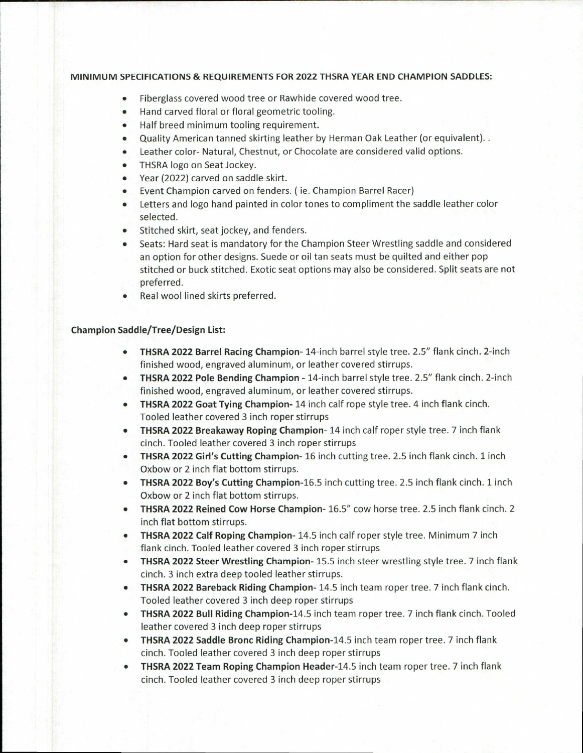**MINIMUM SPECIFICATIONS & REQUIREMENTS FOR 2022 THSRA YEAR END CHAMPION SADDLES:**

- Fiberglass covered wood tree or Rawhide covered wood tree.
- Hand carved floral or floral geometric tooling.
- Half breed minimum tooling requirement.
- Quality American tanned skirting leather by Herman Oak Leather (or equivalent). .
- Leather color- Natural, Chestnut, or Chocolate are considered valid options.
- THSRA logo on Seat Jockey.
- Year (2022) carved on saddle skirt.
- Event Champion carved on fenders. ( ie. Champion Barrel Racer)
- Letters and logo hand painted in color tones to compliment the saddle leather color selected.
- Stitched skirt, seat jockey, and fenders.
- Seats: Hard seat is mandatory for the Champion Steer Wrestling saddle and considered an option for other designs. Suede or oil tan seats must be quilted and either pop stitched or buck stitched. Exotic seat options may also be considered. Split seats are not preferred.
- Real wool lined skirts preferred.

**Champion Saddle/Tree/Design List:**

- **THSRA 2022 Barrel Racing Champion**- 14-inch barrel style tree. 2.5" flank cinch. 2-inch finished wood, engraved aluminum, or leather covered stirrups.
- **THSRA 2022 Pole Bending Champion** - 14-inch barrel style tree. 2.5" flank cinch. 2-inch finished wood, engraved aluminum, or leather covered stirrups.
- **THSRA 2022 Goat Tying Champion-** 14 inch calf rope style tree. 4 inch flank cinch. Tooled leather covered 3 inch roper stirrups
- **THSRA 2022 Breakaway Roping Champion**- 14 inch calf roper style tree. 7 inch flank cinch. Tooled leather covered 3 inch roper stirrups
- **THSRA 2022 Girl's Cutting Champion-** 16 inch cutting tree. 2.5 inch flank cinch. 1 inch Oxbow or 2 inch flat bottom stirrups.
- **THSRA 2022 Boy's Cutting Champion-**16.5 inch cutting tree. 2.5 inch flank cinch. 1 inch Oxbow or 2 inch flat bottom stirrups.
- **THSRA 2022 Reined Cow Horse Champion-** 16.5" cow horse tree. 2.5 inch flank cinch. 2 inch flat bottom stirrups.
- **THSRA 2022 Calf Roping Champion-** 14.5 inch calf roper style tree. Minimum 7 inch flank cinch. Tooled leather covered 3 inch roper stirrups
- **THSRA 2022 Steer Wrestling Champion-** 15.5 inch steer wrestling style tree. 7 inch flank cinch. 3 inch extra deep tooled leather stirrups.
- **THSRA 2022 Bareback Riding Champion-** 14.5 inch team roper tree. 7 inch flank cinch. Tooled leather covered 3 inch deep roper stirrups
- **THSRA 2022 Bull Riding Champion-**14.5 inch team roper tree. 7 inch flank cinch. Tooled leather covered 3 inch deep roper stirrups
- **THSRA 2022 Saddle Bronc Riding Champion-**14.5 inch team roper tree. 7 inch flank cinch. Tooled leather covered 3 inch deep roper stirrups
- **THSRA 2022 Team Roping Champion Header-**14.5 inch team roper tree. 7 inch flank cinch. Tooled leather covered 3 inch deep roper stirrups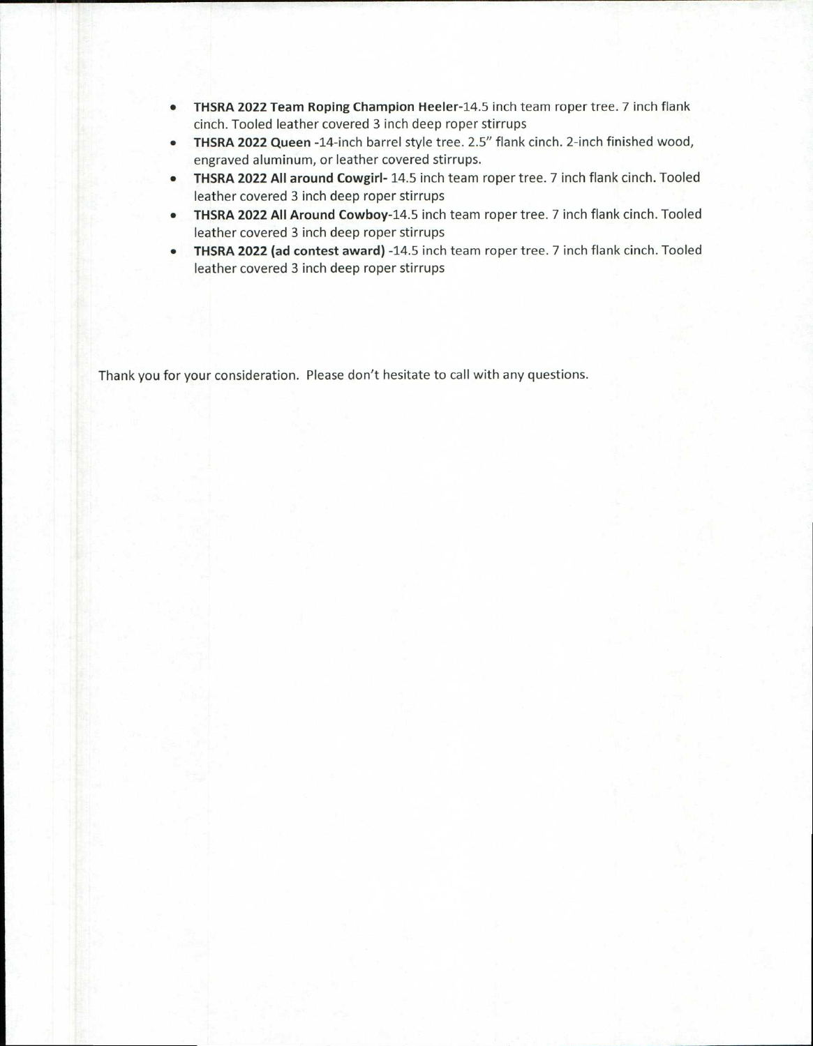- **THSRA 2022 Team Roping Champion Heeler**-14.5 inch team roper tree. 7 inch flank cinch. Tooled leather covered 3 inch deep roper stirrups
- **THSRA 2022 Queen** -14-inch barrel style tree. 2.5" flank cinch. 2-inch finished wood, engraved aluminum, or leather covered stirrups.
- **THSRA 2022 All around Cowgirl-** 14.5 inch team roper tree. 7 inch flank cinch. Tooled leather covered 3 inch deep roper stirrups
- **THSRA 2022 All Around Cowboy**-14.5 inch team roper tree. 7 inch flank cinch. Tooled leather covered 3 inch deep roper stirrups
- **THSRA 2022 (ad contest award)** -14.5 inch team roper tree. 7 inch flank cinch. Tooled leather covered 3 inch deep roper stirrups

Thank you for your consideration. Please don't hesitate to call with any questions.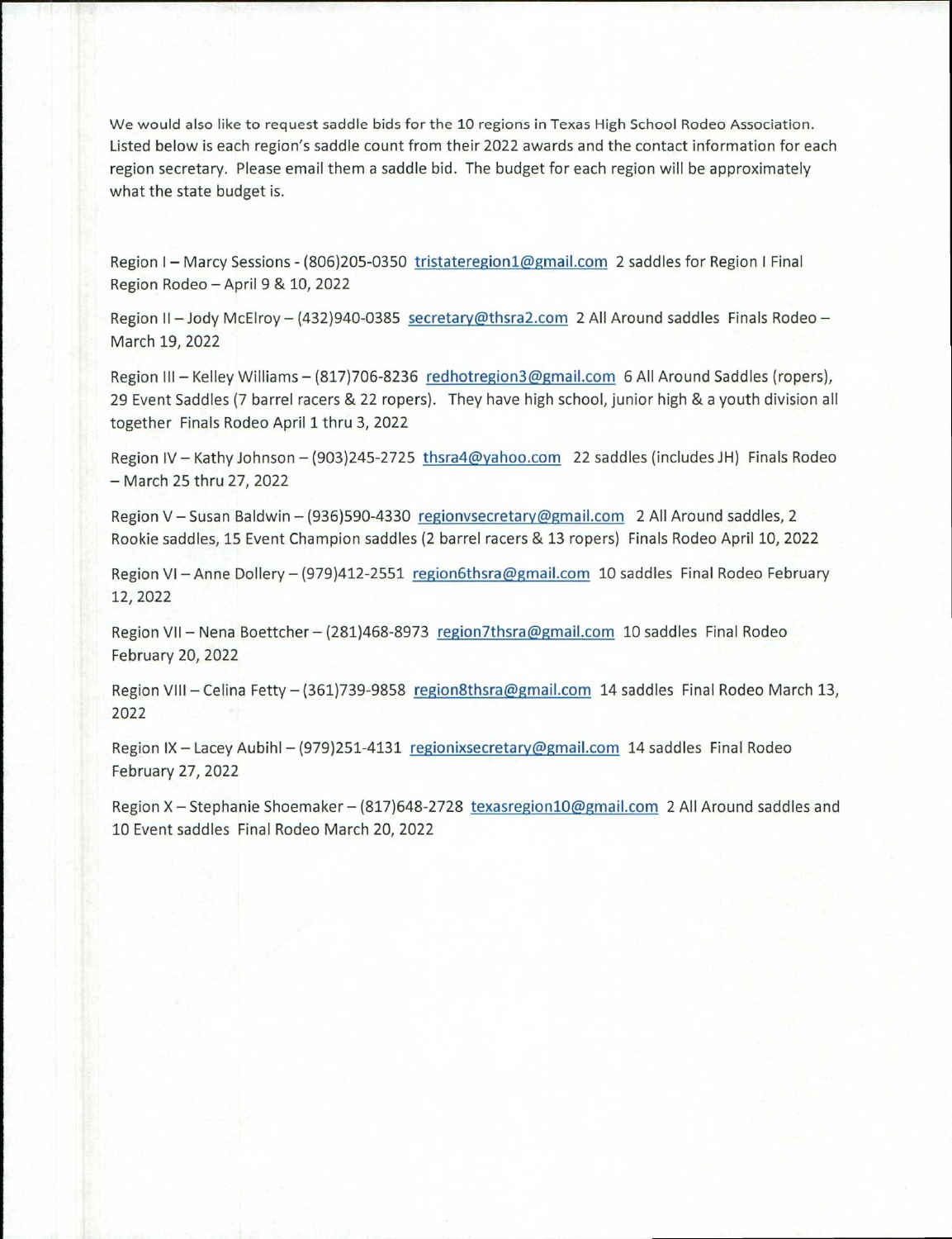We would also like to request saddle bids for the 10 regions in Texas High School Rodeo Association. Listed below is each region's saddle count from their 2022 awards and the contact information for each region secretary. Please email them a saddle bid. The budget for each region will be approximately what the state budget is.

Region I – Marcy Sessions - (806)205-0350 tristateregion1@gmail.com 2 saddles for Region I Final Region Rodeo – April 9 & 10, 2022

Region II – Jody McElroy – (432)940-0385 secretary@thsra2.com 2 All Around saddles Finals Rodeo – March 19, 2022

Region III – Kelley Williams – (817)706-8236 redhotregion3@gmail.com 6 All Around Saddles (ropers), 29 Event Saddles (7 barrel racers & 22 ropers). They have high school, junior high & a youth division all together Finals Rodeo April 1 thru 3, 2022

Region IV – Kathy Johnson – (903)245-2725 thsra4@yahoo.com 22 saddles (includes JH) Finals Rodeo – March 25 thru 27, 2022

Region V – Susan Baldwin – (936)590-4330 regionvsecretary@gmail.com 2 All Around saddles, 2 Rookie saddles, 15 Event Champion saddles (2 barrel racers & 13 ropers) Finals Rodeo April 10, 2022

Region VI – Anne Dollery – (979)412-2551 region6thsra@gmail.com 10 saddles Final Rodeo February 12, 2022

Region VII – Nena Boettcher – (281)468-8973 region7thsra@gmail.com 10 saddles Final Rodeo February 20, 2022

Region VIII – Celina Fetty – (361)739-9858 region8thsra@gmail.com 14 saddles Final Rodeo March 13, 2022

Region IX – Lacey Aubihl – (979)251-4131 regionixsecretary@gmail.com 14 saddles Final Rodeo February 27, 2022

Region X – Stephanie Shoemaker – (817)648-2728 texasregion10@gmail.com 2 All Around saddles and 10 Event saddles Final Rodeo March 20, 2022